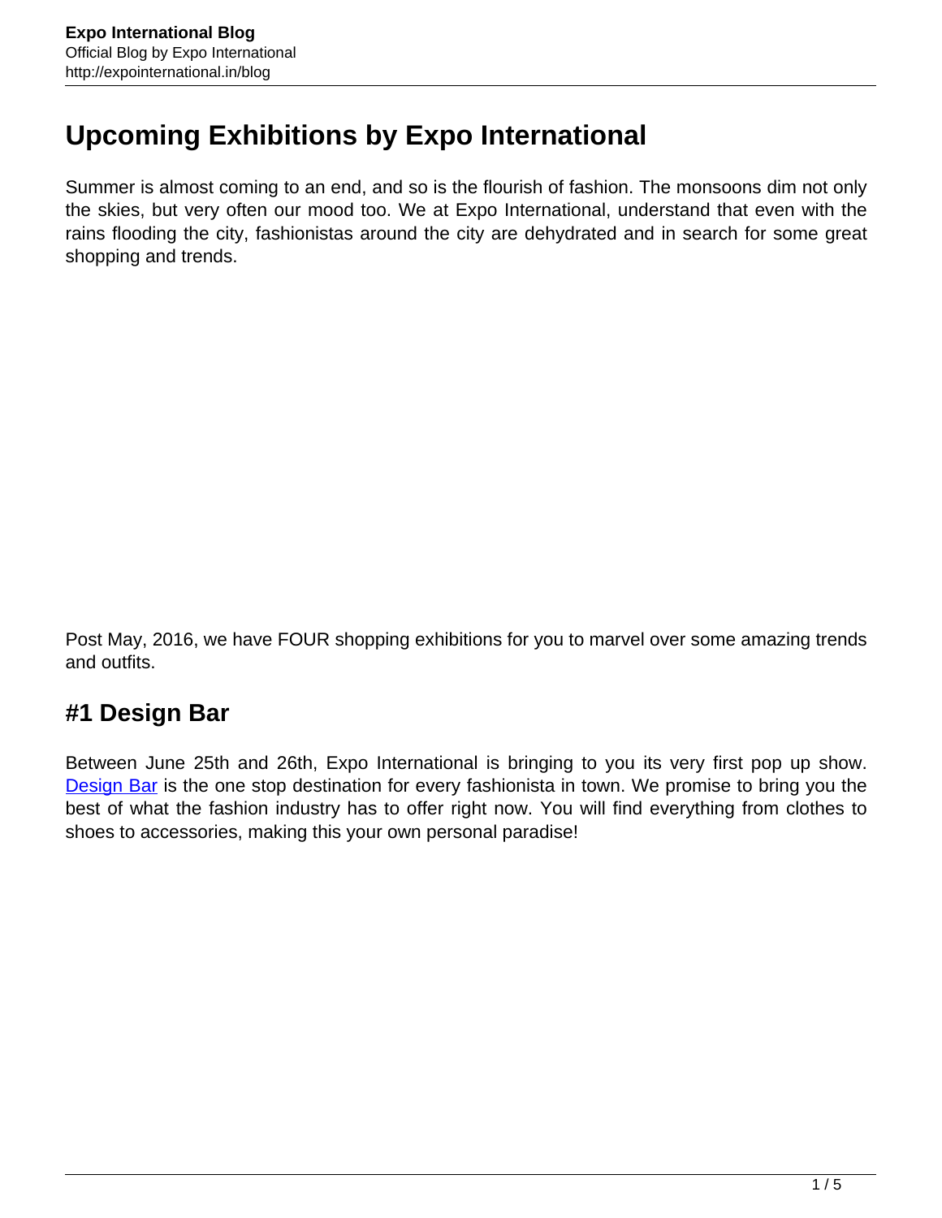# Upcoming Exhibitions by Expo International

Summer is almost coming to an end, and so is the flourish of fashion. The monsoons dim not only the skies, but very often our mood too. We at Expo International, understand that even with the rains flooding the city, fashionistas around the city are dehydrated and in search for some great shopping and trends.

Post May, 2016, we have FOUR shopping exhibitions for you to marvel over some amazing trends and outfits.

## #1 Design Bar

Between June 25th and 26th, Expo International is bringing to you its very first pop up show. Design Bar is the one stop destination for every fashionista in town. We promise to bring you the best of what the fashion industry has to offer right now. You will find everything from clothes to shoes to accessories, making this your own personal paradise!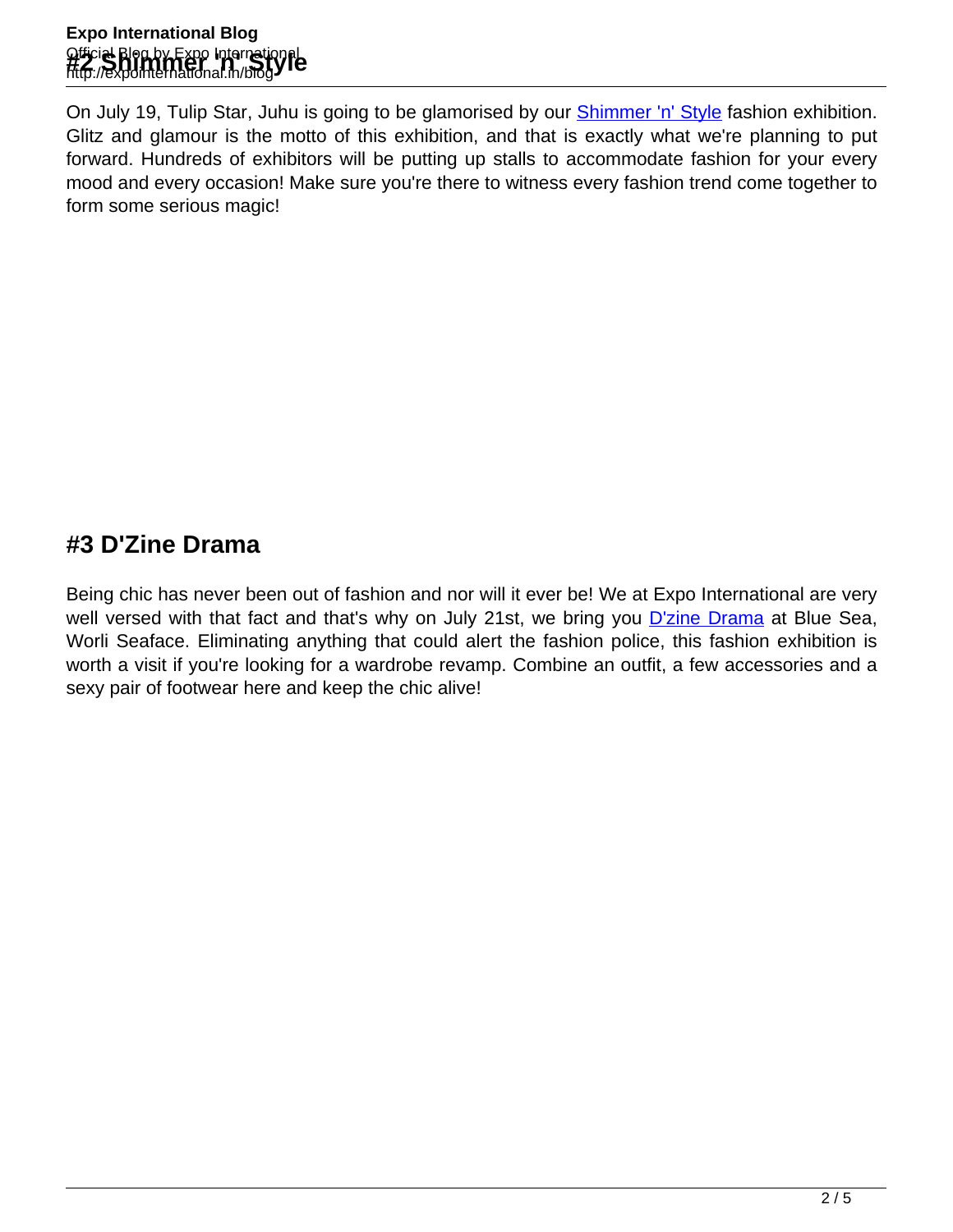## #2 Shimmer 'n' Style

On July 19, Tulip Star, Juhu is going to be glamorised by our Shimmer 'n' Style fashion exhibition. Glitz and glamour is the motto of this exhibition, and that is exactly what we're planning to put forward. Hundreds of exhibitors will be putting up stalls to accommodate fashion for your every mood and every occasion! Make sure you're there to witness every fashion trend come together to form some serious magic!

## #3 D'Zine Drama

Being chic has never been out of fashion and nor will it ever be! We at Expo International are very well versed with that fact and that's why on July 21st, we bring you D'zine Drama at Blue Sea, Worli Seaface. Eliminating anything that could alert the fashion police, this fashion exhibition is worth a visit if you're looking for a wardrobe revamp. Combine an outfit, a few accessories and a sexy pair of footwear here and keep the chic alive!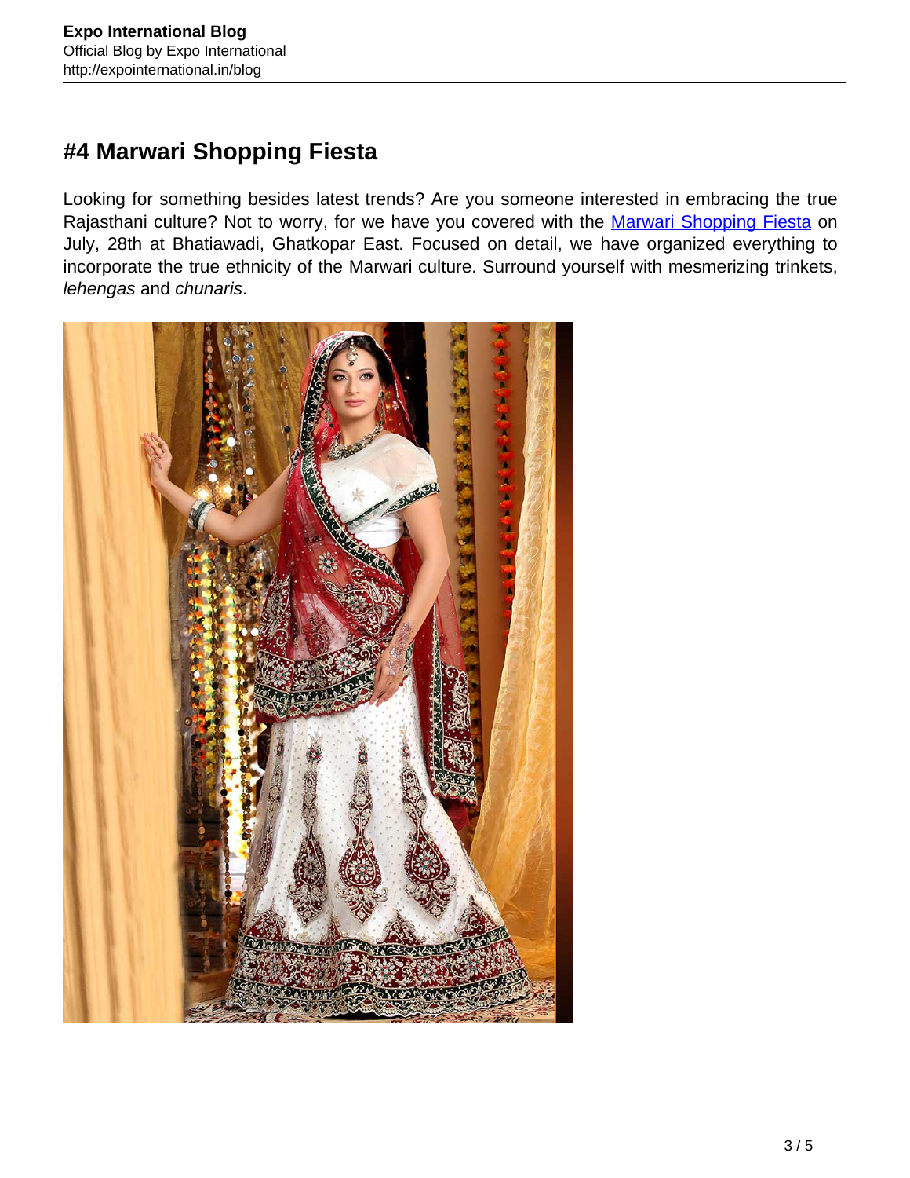## #4 Marwari Shopping Fiesta

Looking for something besides latest trends? Are you someone interested in embracing the true Rajasthani culture? Not to worry, for we have you covered with the Marwari Shopping Fiesta on July, 28th at Bhatiawadi, Ghatkopar East. Focused on detail, we have organized everything to incorporate the true ethnicity of the Marwari culture. Surround yourself with mesmerizing trinkets, *lehengas* and *chunaris*.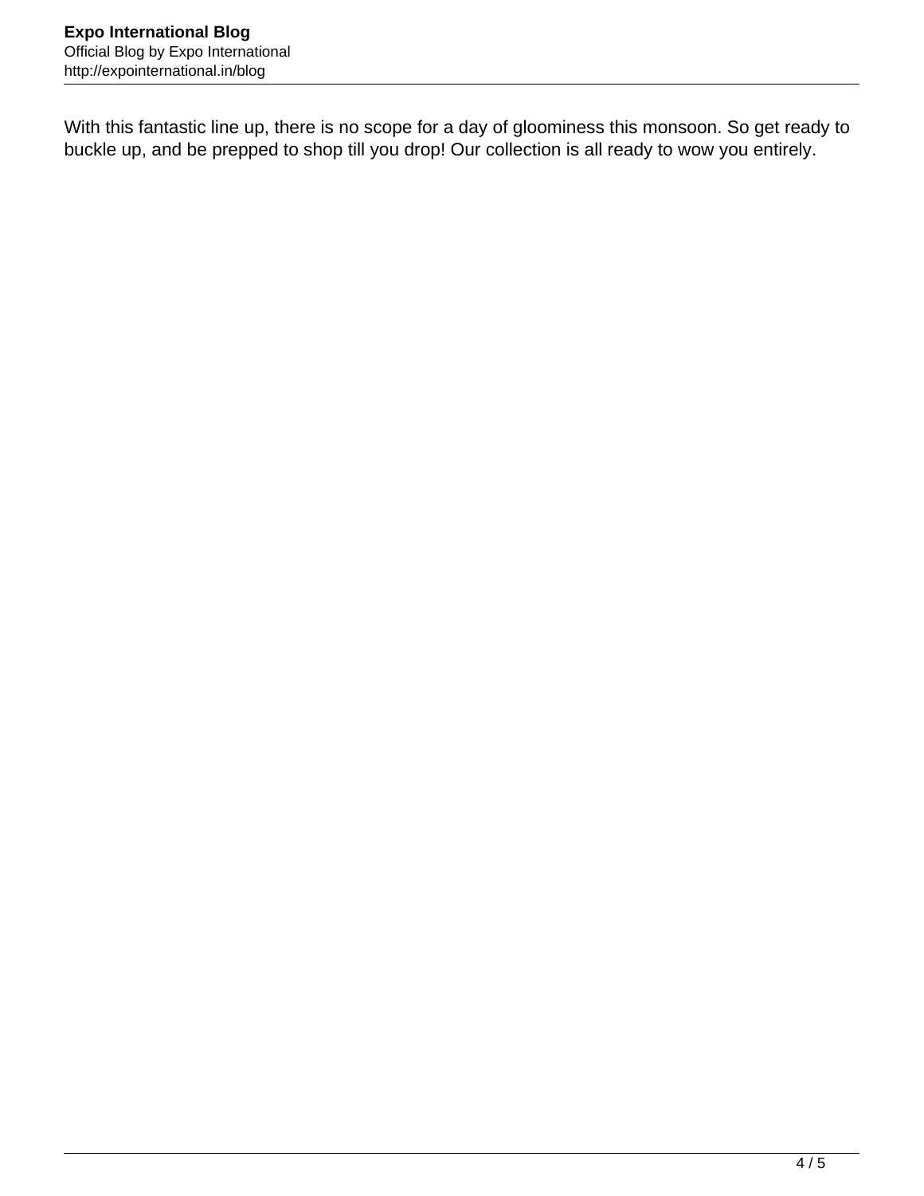With this fantastic line up, there is no scope for a day of gloominess this monsoon. So get ready to buckle up, and be prepped to shop till you drop! Our collection is all ready to wow you entirely.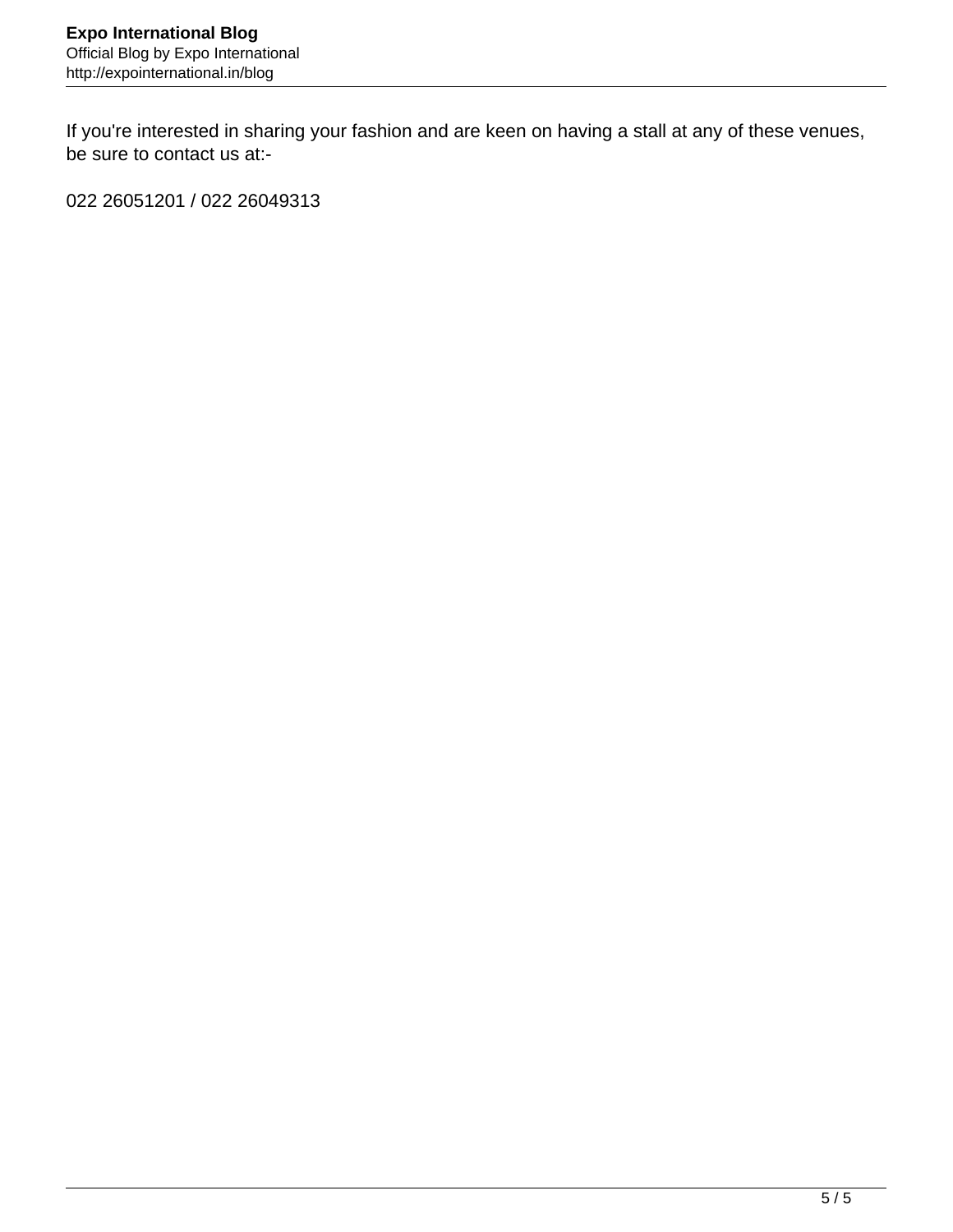If you're interested in sharing your fashion and are keen on having a stall at any of these venues, be sure to contact us at:-

022 26051201 / 022 26049313